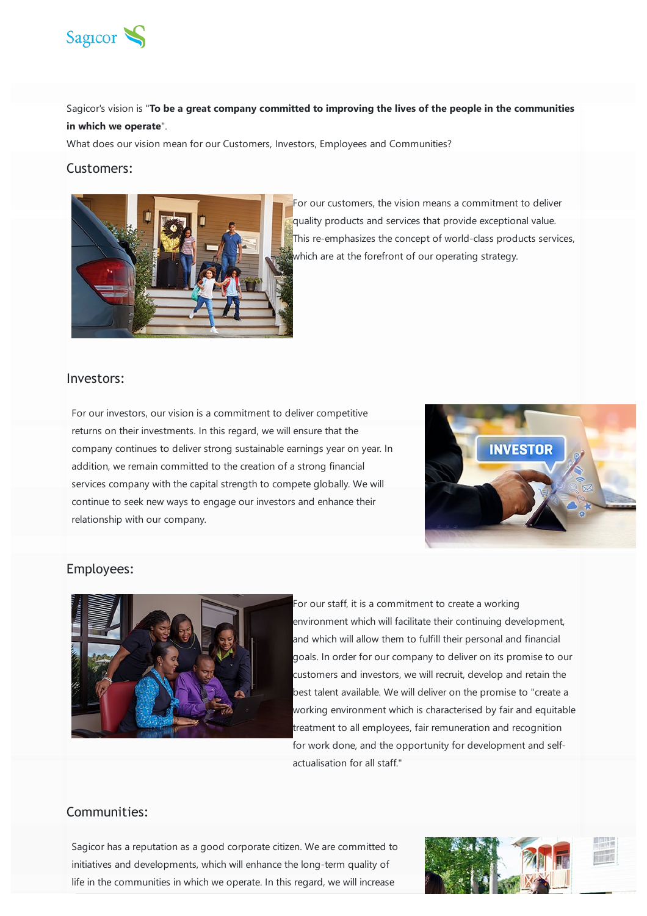Sagicor's vision is "**To be a great company committed to improving the lives of the people in the communities in which we operate**".

What does our vision mean for our Customers, Investors, Employees and Communities?

## Customers:

For our customers, the vision means a commitment to deliver quality products and services that provide exceptional value. This re-emphasizes the concept of world-class products services, which are at the forefront of our operating strategy.

## Investors:

For our investors, our vision is a commitment to deliver competitive returns on their investments. In this regard, we will ensure that the company continues to deliver strong sustainable earnings year on year. In addition, we remain committed to the creation of a strong financial services company with the capital strength to compete globally. We will continue to seek new ways to engage our investors and enhance their relationship with our company.

## Employees:

For our staff, it is a commitment to create a working environment which will facilitate their continuing development, and which will allow them to fulfill their personal and financial goals. In order for our company to deliver on its promise to our customers and investors, we will recruit, develop and retain the best talent available. We will deliver on the promise to "create a working environment which is characterised by fair and equitable treatment to all employees, fair remuneration and recognition for work done, and the opportunity for development and self-actualisation for all staff."

## Communities:

Sagicor has a reputation as a good corporate citizen. We are committed to initiatives and developments, which will enhance the long-term quality of life in the communities in which we operate. In this regard, we will increase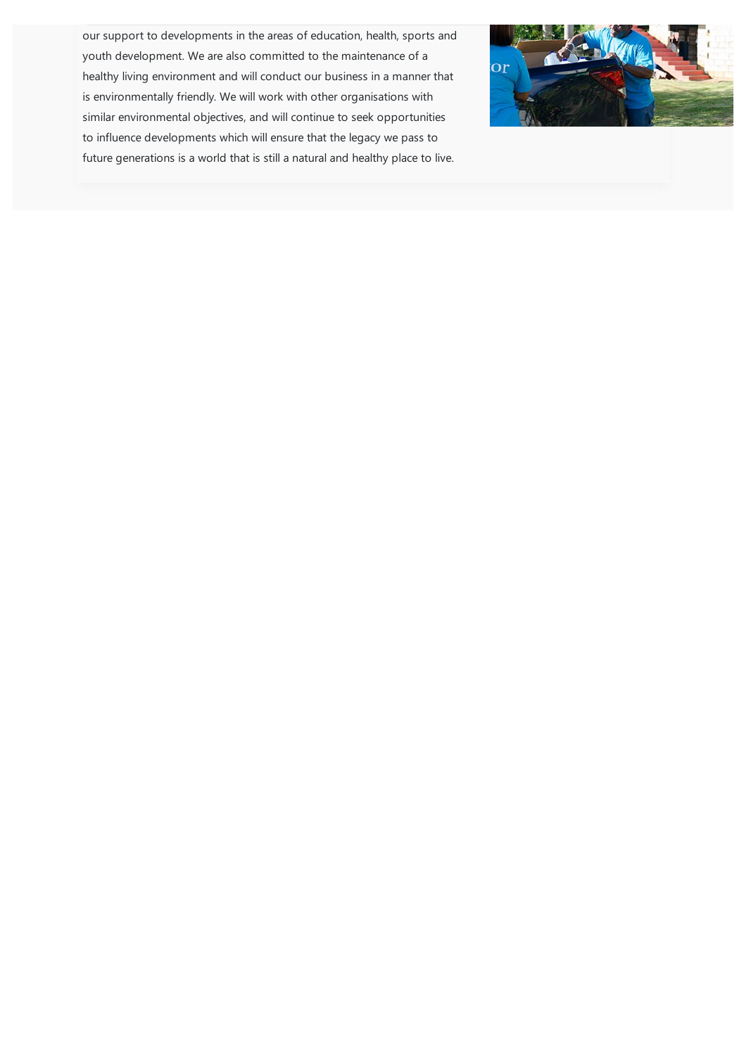our support to developments in the areas of education, health, sports and youth development. We are also committed to the maintenance of a healthy living environment and will conduct our business in a manner that is environmentally friendly. We will work with other organisations with similar environmental objectives, and will continue to seek opportunities to influence developments which will ensure that the legacy we pass to future generations is a world that is still a natural and healthy place to live.